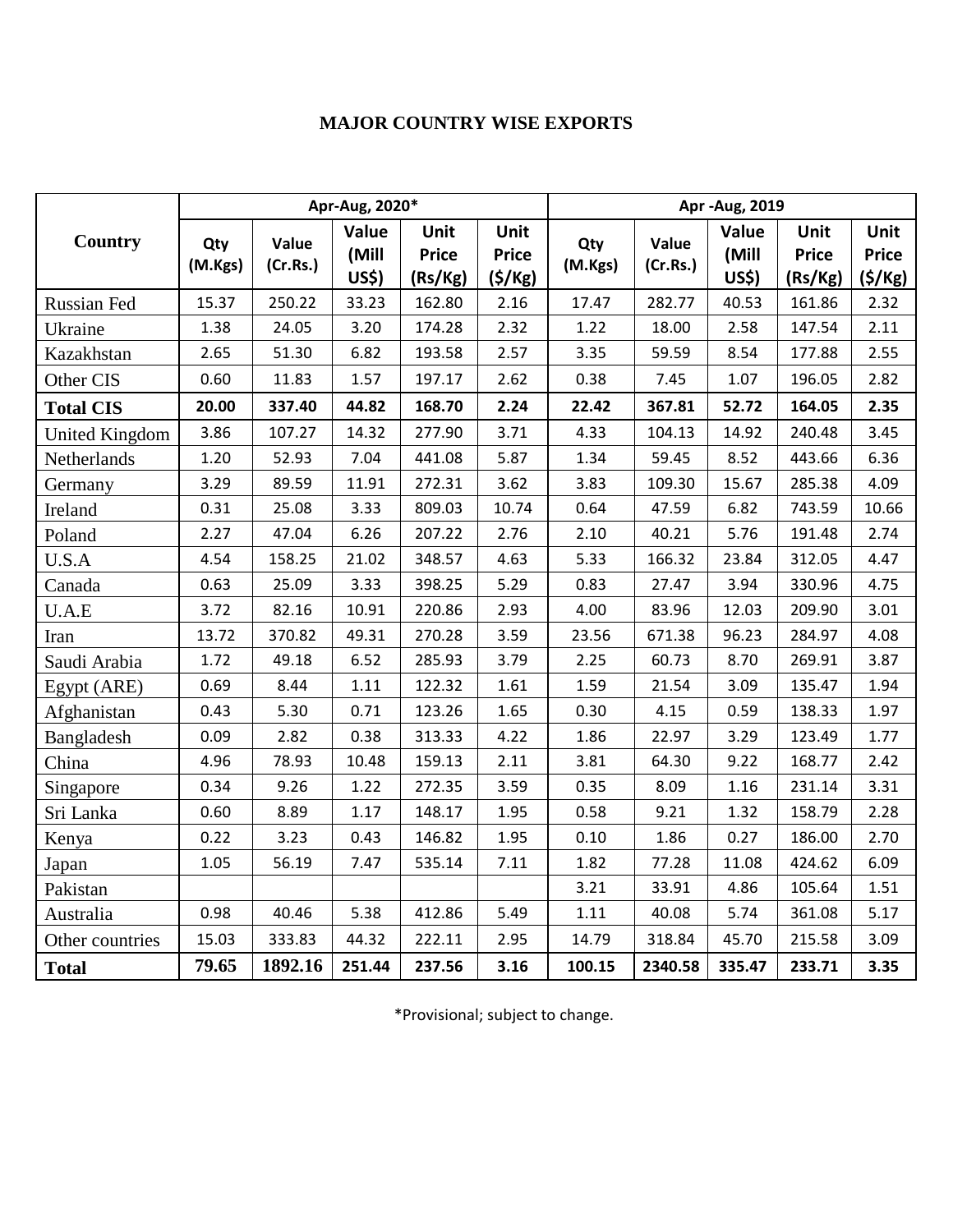# MAJOR COUNTRY WISE EXPORTS

| Country | Apr-Aug, 2020* | | | | | Apr -Aug, 2019 | | | | |
|---|---|---|---|---|---|---|---|---|---|---|
| | Qty (M.Kgs) | Value (Cr.Rs.) | Value (Mill US$) | Unit Price (Rs/Kg) | Unit Price ($/Kg) | Qty (M.Kgs) | Value (Cr.Rs.) | Value (Mill US$) | Unit Price (Rs/Kg) | Unit Price ($/Kg) |
| Russian Fed | 15.37 | 250.22 | 33.23 | 162.80 | 2.16 | 17.47 | 282.77 | 40.53 | 161.86 | 2.32 |
| Ukraine | 1.38 | 24.05 | 3.20 | 174.28 | 2.32 | 1.22 | 18.00 | 2.58 | 147.54 | 2.11 |
| Kazakhstan | 2.65 | 51.30 | 6.82 | 193.58 | 2.57 | 3.35 | 59.59 | 8.54 | 177.88 | 2.55 |
| Other CIS | 0.60 | 11.83 | 1.57 | 197.17 | 2.62 | 0.38 | 7.45 | 1.07 | 196.05 | 2.82 |
| **Total CIS** | **20.00** | **337.40** | **44.82** | **168.70** | **2.24** | **22.42** | **367.81** | **52.72** | **164.05** | **2.35** |
| United Kingdom | 3.86 | 107.27 | 14.32 | 277.90 | 3.71 | 4.33 | 104.13 | 14.92 | 240.48 | 3.45 |
| Netherlands | 1.20 | 52.93 | 7.04 | 441.08 | 5.87 | 1.34 | 59.45 | 8.52 | 443.66 | 6.36 |
| Germany | 3.29 | 89.59 | 11.91 | 272.31 | 3.62 | 3.83 | 109.30 | 15.67 | 285.38 | 4.09 |
| Ireland | 0.31 | 25.08 | 3.33 | 809.03 | 10.74 | 0.64 | 47.59 | 6.82 | 743.59 | 10.66 |
| Poland | 2.27 | 47.04 | 6.26 | 207.22 | 2.76 | 2.10 | 40.21 | 5.76 | 191.48 | 2.74 |
| U.S.A | 4.54 | 158.25 | 21.02 | 348.57 | 4.63 | 5.33 | 166.32 | 23.84 | 312.05 | 4.47 |
| Canada | 0.63 | 25.09 | 3.33 | 398.25 | 5.29 | 0.83 | 27.47 | 3.94 | 330.96 | 4.75 |
| U.A.E | 3.72 | 82.16 | 10.91 | 220.86 | 2.93 | 4.00 | 83.96 | 12.03 | 209.90 | 3.01 |
| Iran | 13.72 | 370.82 | 49.31 | 270.28 | 3.59 | 23.56 | 671.38 | 96.23 | 284.97 | 4.08 |
| Saudi Arabia | 1.72 | 49.18 | 6.52 | 285.93 | 3.79 | 2.25 | 60.73 | 8.70 | 269.91 | 3.87 |
| Egypt (ARE) | 0.69 | 8.44 | 1.11 | 122.32 | 1.61 | 1.59 | 21.54 | 3.09 | 135.47 | 1.94 |
| Afghanistan | 0.43 | 5.30 | 0.71 | 123.26 | 1.65 | 0.30 | 4.15 | 0.59 | 138.33 | 1.97 |
| Bangladesh | 0.09 | 2.82 | 0.38 | 313.33 | 4.22 | 1.86 | 22.97 | 3.29 | 123.49 | 1.77 |
| China | 4.96 | 78.93 | 10.48 | 159.13 | 2.11 | 3.81 | 64.30 | 9.22 | 168.77 | 2.42 |
| Singapore | 0.34 | 9.26 | 1.22 | 272.35 | 3.59 | 0.35 | 8.09 | 1.16 | 231.14 | 3.31 |
| Sri Lanka | 0.60 | 8.89 | 1.17 | 148.17 | 1.95 | 0.58 | 9.21 | 1.32 | 158.79 | 2.28 |
| Kenya | 0.22 | 3.23 | 0.43 | 146.82 | 1.95 | 0.10 | 1.86 | 0.27 | 186.00 | 2.70 |
| Japan | 1.05 | 56.19 | 7.47 | 535.14 | 7.11 | 1.82 | 77.28 | 11.08 | 424.62 | 6.09 |
| Pakistan | | | | | | 3.21 | 33.91 | 4.86 | 105.64 | 1.51 |
| Australia | 0.98 | 40.46 | 5.38 | 412.86 | 5.49 | 1.11 | 40.08 | 5.74 | 361.08 | 5.17 |
| Other countries | 15.03 | 333.83 | 44.32 | 222.11 | 2.95 | 14.79 | 318.84 | 45.70 | 215.58 | 3.09 |
| **Total** | **79.65** | **1892.16** | **251.44** | **237.56** | **3.16** | **100.15** | **2340.58** | **335.47** | **233.71** | **3.35** |

*Provisional; subject to change.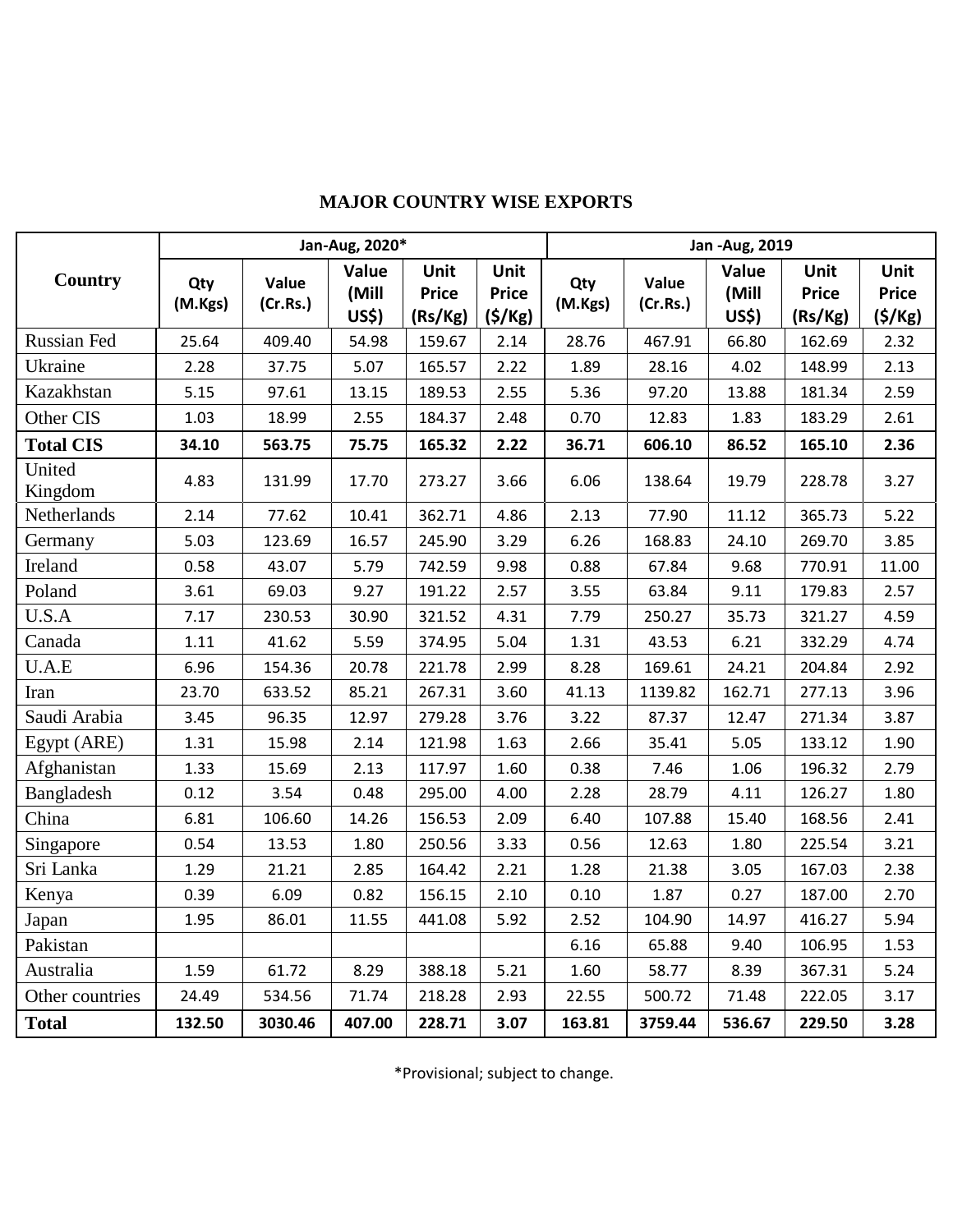## MAJOR COUNTRY WISE EXPORTS

| Country | Jan-Aug, 2020* | | | | | Jan -Aug, 2019 | | | | |
|---|---|---|---|---|---|---|---|---|---|---|
| | Qty (M.Kgs) | Value (Cr.Rs.) | Value (Mill US$) | Unit Price (Rs/Kg) | Unit Price ($/Kg) | Qty (M.Kgs) | Value (Cr.Rs.) | Value (Mill US$) | Unit Price (Rs/Kg) | Unit Price ($/Kg) |
| Russian Fed | 25.64 | 409.40 | 54.98 | 159.67 | 2.14 | 28.76 | 467.91 | 66.80 | 162.69 | 2.32 |
| Ukraine | 2.28 | 37.75 | 5.07 | 165.57 | 2.22 | 1.89 | 28.16 | 4.02 | 148.99 | 2.13 |
| Kazakhstan | 5.15 | 97.61 | 13.15 | 189.53 | 2.55 | 5.36 | 97.20 | 13.88 | 181.34 | 2.59 |
| Other CIS | 1.03 | 18.99 | 2.55 | 184.37 | 2.48 | 0.70 | 12.83 | 1.83 | 183.29 | 2.61 |
| **Total CIS** | **34.10** | **563.75** | **75.75** | **165.32** | **2.22** | **36.71** | **606.10** | **86.52** | **165.10** | **2.36** |
| United Kingdom | 4.83 | 131.99 | 17.70 | 273.27 | 3.66 | 6.06 | 138.64 | 19.79 | 228.78 | 3.27 |
| Netherlands | 2.14 | 77.62 | 10.41 | 362.71 | 4.86 | 2.13 | 77.90 | 11.12 | 365.73 | 5.22 |
| Germany | 5.03 | 123.69 | 16.57 | 245.90 | 3.29 | 6.26 | 168.83 | 24.10 | 269.70 | 3.85 |
| Ireland | 0.58 | 43.07 | 5.79 | 742.59 | 9.98 | 0.88 | 67.84 | 9.68 | 770.91 | 11.00 |
| Poland | 3.61 | 69.03 | 9.27 | 191.22 | 2.57 | 3.55 | 63.84 | 9.11 | 179.83 | 2.57 |
| U.S.A | 7.17 | 230.53 | 30.90 | 321.52 | 4.31 | 7.79 | 250.27 | 35.73 | 321.27 | 4.59 |
| Canada | 1.11 | 41.62 | 5.59 | 374.95 | 5.04 | 1.31 | 43.53 | 6.21 | 332.29 | 4.74 |
| U.A.E | 6.96 | 154.36 | 20.78 | 221.78 | 2.99 | 8.28 | 169.61 | 24.21 | 204.84 | 2.92 |
| Iran | 23.70 | 633.52 | 85.21 | 267.31 | 3.60 | 41.13 | 1139.82 | 162.71 | 277.13 | 3.96 |
| Saudi Arabia | 3.45 | 96.35 | 12.97 | 279.28 | 3.76 | 3.22 | 87.37 | 12.47 | 271.34 | 3.87 |
| Egypt (ARE) | 1.31 | 15.98 | 2.14 | 121.98 | 1.63 | 2.66 | 35.41 | 5.05 | 133.12 | 1.90 |
| Afghanistan | 1.33 | 15.69 | 2.13 | 117.97 | 1.60 | 0.38 | 7.46 | 1.06 | 196.32 | 2.79 |
| Bangladesh | 0.12 | 3.54 | 0.48 | 295.00 | 4.00 | 2.28 | 28.79 | 4.11 | 126.27 | 1.80 |
| China | 6.81 | 106.60 | 14.26 | 156.53 | 2.09 | 6.40 | 107.88 | 15.40 | 168.56 | 2.41 |
| Singapore | 0.54 | 13.53 | 1.80 | 250.56 | 3.33 | 0.56 | 12.63 | 1.80 | 225.54 | 3.21 |
| Sri Lanka | 1.29 | 21.21 | 2.85 | 164.42 | 2.21 | 1.28 | 21.38 | 3.05 | 167.03 | 2.38 |
| Kenya | 0.39 | 6.09 | 0.82 | 156.15 | 2.10 | 0.10 | 1.87 | 0.27 | 187.00 | 2.70 |
| Japan | 1.95 | 86.01 | 11.55 | 441.08 | 5.92 | 2.52 | 104.90 | 14.97 | 416.27 | 5.94 |
| Pakistan | | | | | | 6.16 | 65.88 | 9.40 | 106.95 | 1.53 |
| Australia | 1.59 | 61.72 | 8.29 | 388.18 | 5.21 | 1.60 | 58.77 | 8.39 | 367.31 | 5.24 |
| Other countries | 24.49 | 534.56 | 71.74 | 218.28 | 2.93 | 22.55 | 500.72 | 71.48 | 222.05 | 3.17 |
| **Total** | **132.50** | **3030.46** | **407.00** | **228.71** | **3.07** | **163.81** | **3759.44** | **536.67** | **229.50** | **3.28** |

*Provisional; subject to change.